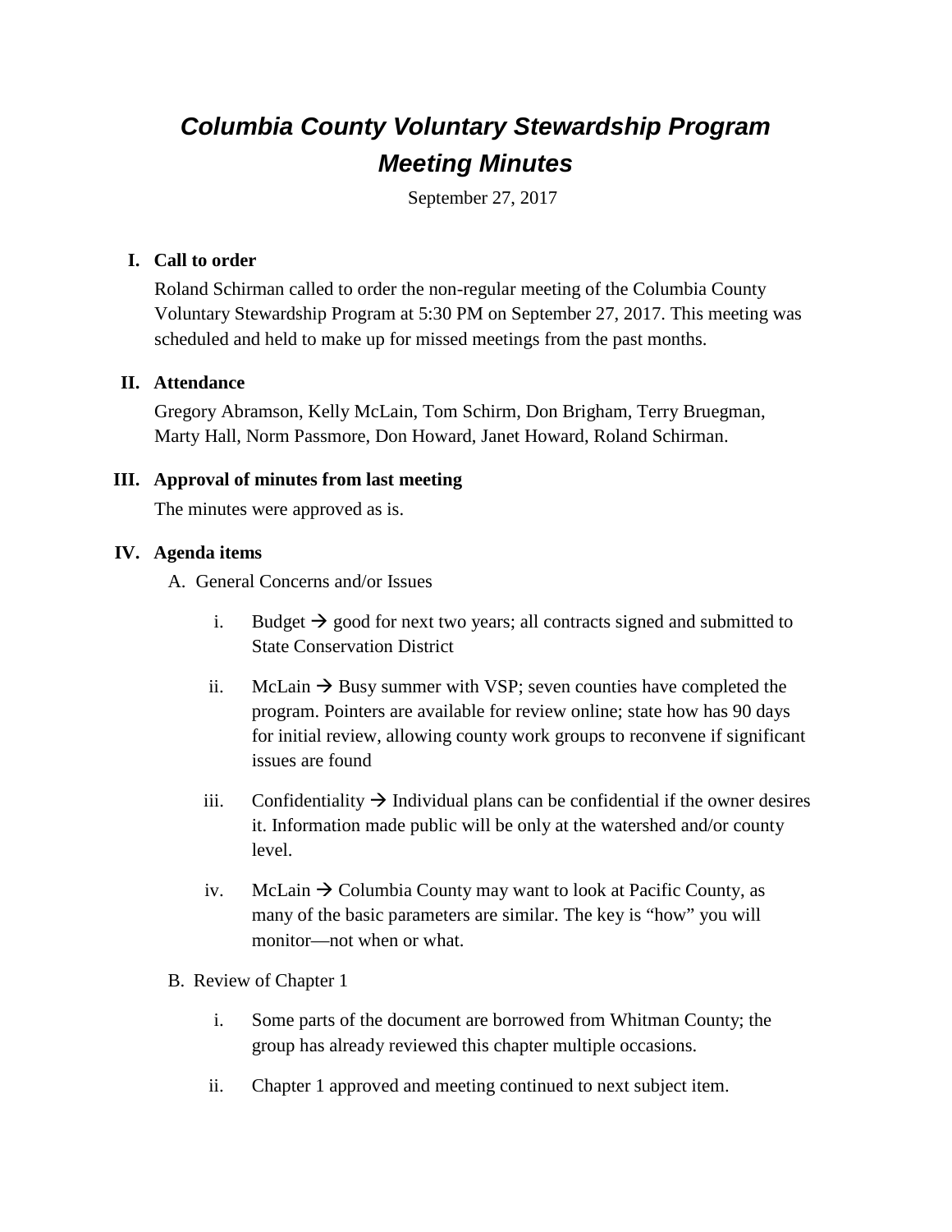# *Columbia County Voluntary Stewardship Program Meeting Minutes*

September 27, 2017

## I. Call to order

Roland Schirman called to order the non-regular meeting of the Columbia County Voluntary Stewardship Program at 5:30 PM on September 27, 2017. This meeting was scheduled and held to make up for missed meetings from the past months.

## II. Attendance

Gregory Abramson, Kelly McLain, Tom Schirm, Don Brigham, Terry Bruegman, Marty Hall, Norm Passmore, Don Howard, Janet Howard, Roland Schirman.

## III. Approval of minutes from last meeting

The minutes were approved as is.

## IV. Agenda items

A. General Concerns and/or Issues

i. Budget → good for next two years; all contracts signed and submitted to State Conservation District

ii. McLain → Busy summer with VSP; seven counties have completed the program. Pointers are available for review online; state how has 90 days for initial review, allowing county work groups to reconvene if significant issues are found

iii. Confidentiality → Individual plans can be confidential if the owner desires it. Information made public will be only at the watershed and/or county level.

iv. McLain → Columbia County may want to look at Pacific County, as many of the basic parameters are similar. The key is "how" you will monitor—not when or what.

B. Review of Chapter 1

i. Some parts of the document are borrowed from Whitman County; the group has already reviewed this chapter multiple occasions.

ii. Chapter 1 approved and meeting continued to next subject item.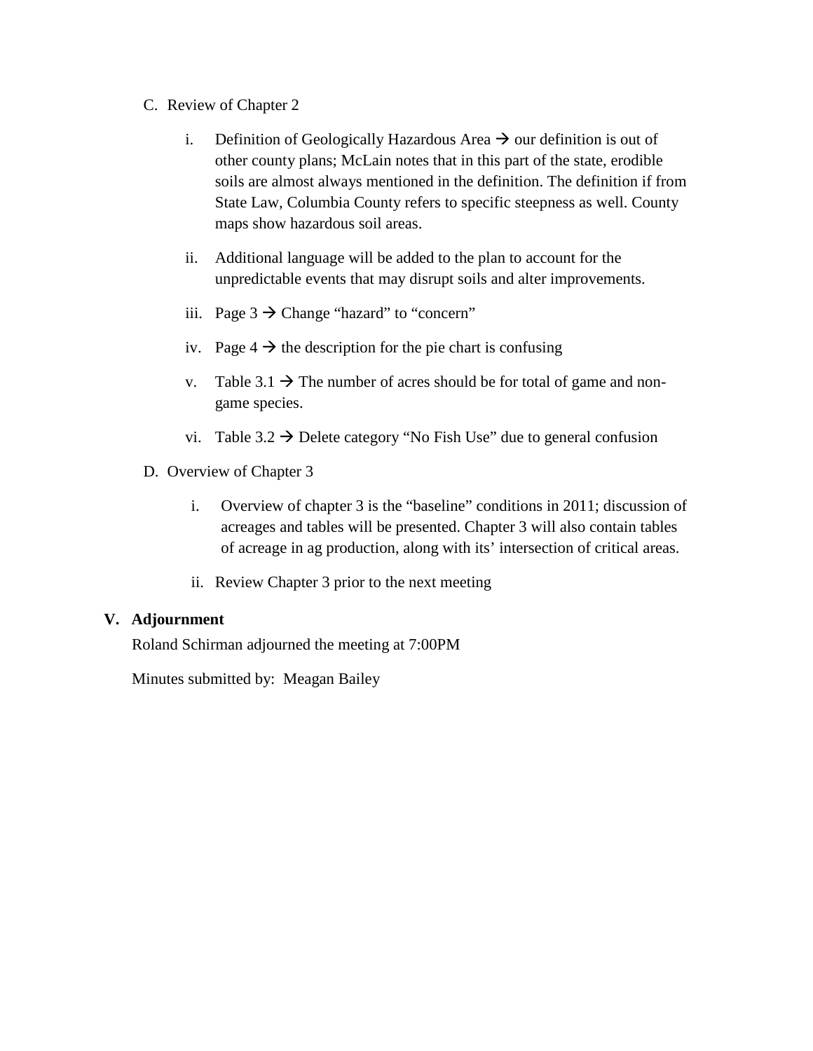C. Review of Chapter 2

   i. Definition of Geologically Hazardous Area → our definition is out of other county plans; McLain notes that in this part of the state, erodible soils are almost always mentioned in the definition. The definition if from State Law, Columbia County refers to specific steepness as well. County maps show hazardous soil areas.

   ii. Additional language will be added to the plan to account for the unpredictable events that may disrupt soils and alter improvements.

   iii. Page 3 → Change "hazard" to "concern"

   iv. Page 4 → the description for the pie chart is confusing

   v. Table 3.1 → The number of acres should be for total of game and non-game species.

   vi. Table 3.2 → Delete category "No Fish Use" due to general confusion

D. Overview of Chapter 3

   i. Overview of chapter 3 is the "baseline" conditions in 2011; discussion of acreages and tables will be presented. Chapter 3 will also contain tables of acreage in ag production, along with its' intersection of critical areas.

   ii. Review Chapter 3 prior to the next meeting

## V. Adjournment

Roland Schirman adjourned the meeting at 7:00PM

Minutes submitted by: Meagan Bailey